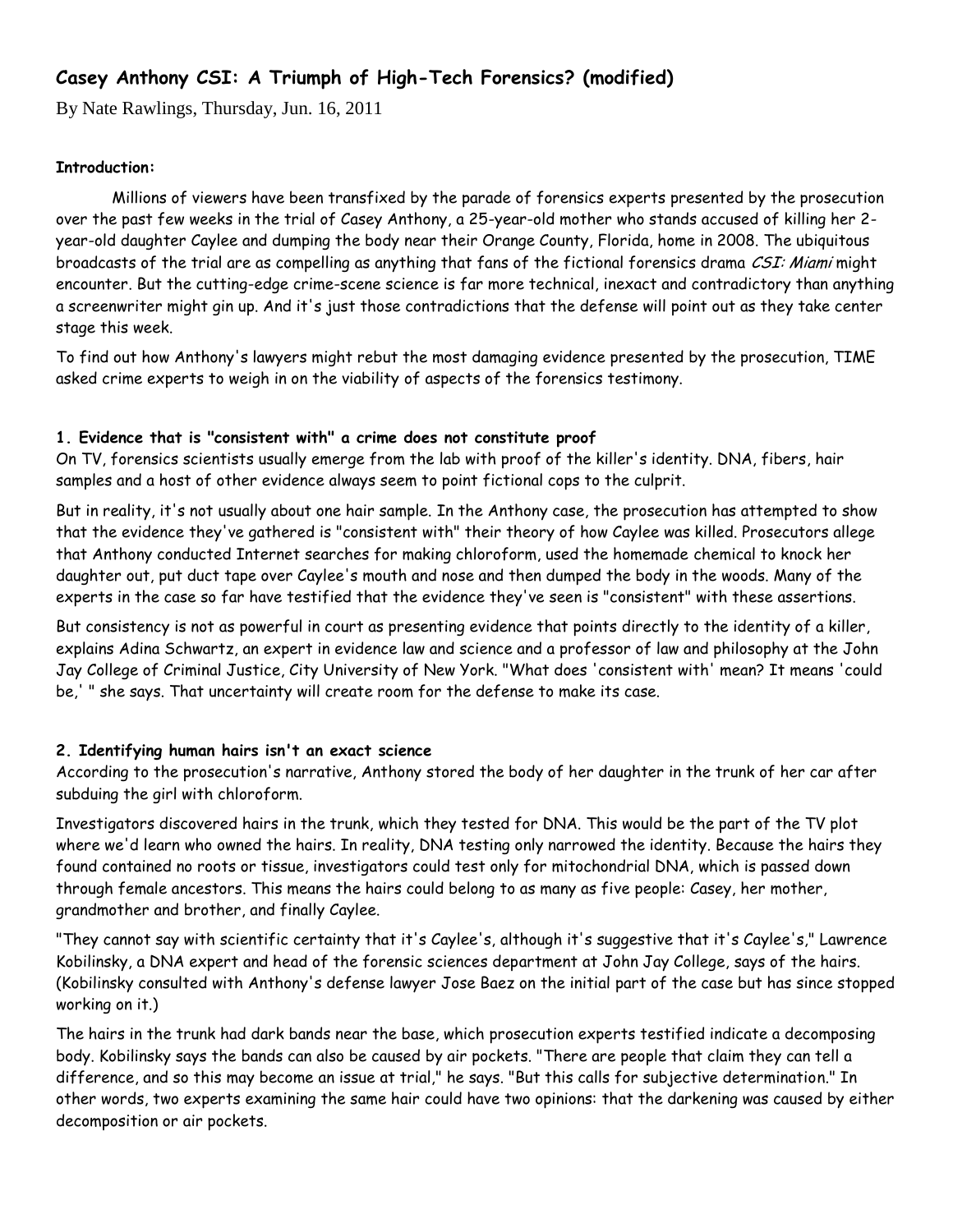# Casey Anthony CSI: A Triumph of High-Tech Forensics? (modified)

By Nate Rawlings, Thursday, Jun. 16, 2011

**Introduction:**

Millions of viewers have been transfixed by the parade of forensics experts presented by the prosecution over the past few weeks in the trial of Casey Anthony, a 25-year-old mother who stands accused of killing her 2-year-old daughter Caylee and dumping the body near their Orange County, Florida, home in 2008. The ubiquitous broadcasts of the trial are as compelling as anything that fans of the fictional forensics drama *CSI: Miami* might encounter. But the cutting-edge crime-scene science is far more technical, inexact and contradictory than anything a screenwriter might gin up. And it's just those contradictions that the defense will point out as they take center stage this week.

To find out how Anthony's lawyers might rebut the most damaging evidence presented by the prosecution, TIME asked crime experts to weigh in on the viability of aspects of the forensics testimony.

**1. Evidence that is "consistent with" a crime does not constitute proof**

On TV, forensics scientists usually emerge from the lab with proof of the killer's identity. DNA, fibers, hair samples and a host of other evidence always seem to point fictional cops to the culprit.

But in reality, it's not usually about one hair sample. In the Anthony case, the prosecution has attempted to show that the evidence they've gathered is "consistent with" their theory of how Caylee was killed. Prosecutors allege that Anthony conducted Internet searches for making chloroform, used the homemade chemical to knock her daughter out, put duct tape over Caylee's mouth and nose and then dumped the body in the woods. Many of the experts in the case so far have testified that the evidence they've seen is "consistent" with these assertions.

But consistency is not as powerful in court as presenting evidence that points directly to the identity of a killer, explains Adina Schwartz, an expert in evidence law and science and a professor of law and philosophy at the John Jay College of Criminal Justice, City University of New York. "What does 'consistent with' mean? It means 'could be,' " she says. That uncertainty will create room for the defense to make its case.

**2. Identifying human hairs isn't an exact science**

According to the prosecution's narrative, Anthony stored the body of her daughter in the trunk of her car after subduing the girl with chloroform.

Investigators discovered hairs in the trunk, which they tested for DNA. This would be the part of the TV plot where we'd learn who owned the hairs. In reality, DNA testing only narrowed the identity. Because the hairs they found contained no roots or tissue, investigators could test only for mitochondrial DNA, which is passed down through female ancestors. This means the hairs could belong to as many as five people: Casey, her mother, grandmother and brother, and finally Caylee.

"They cannot say with scientific certainty that it's Caylee's, although it's suggestive that it's Caylee's," Lawrence Kobilinsky, a DNA expert and head of the forensic sciences department at John Jay College, says of the hairs. (Kobilinsky consulted with Anthony's defense lawyer Jose Baez on the initial part of the case but has since stopped working on it.)

The hairs in the trunk had dark bands near the base, which prosecution experts testified indicate a decomposing body. Kobilinsky says the bands can also be caused by air pockets. "There are people that claim they can tell a difference, and so this may become an issue at trial," he says. "But this calls for subjective determination." In other words, two experts examining the same hair could have two opinions: that the darkening was caused by either decomposition or air pockets.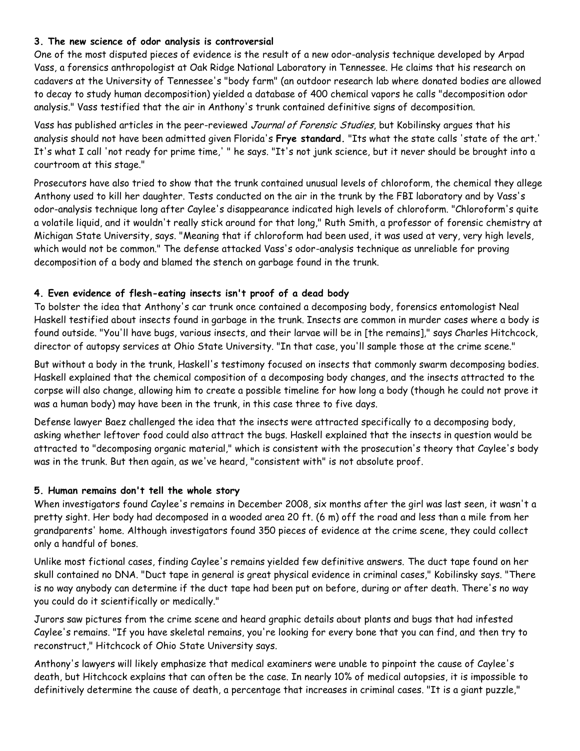### 3. The new science of odor analysis is controversial

One of the most disputed pieces of evidence is the result of a new odor-analysis technique developed by Arpad Vass, a forensics anthropologist at Oak Ridge National Laboratory in Tennessee. He claims that his research on cadavers at the University of Tennessee's "body farm" (an outdoor research lab where donated bodies are allowed to decay to study human decomposition) yielded a database of 400 chemical vapors he calls "decomposition odor analysis." Vass testified that the air in Anthony's trunk contained definitive signs of decomposition.

Vass has published articles in the peer-reviewed *Journal of Forensic Studies*, but Kobilinsky argues that his analysis should not have been admitted given Florida's **Frye standard.** "Its what the state calls 'state of the art.' It's what I call 'not ready for prime time,' " he says. "It's not junk science, but it never should be brought into a courtroom at this stage."

Prosecutors have also tried to show that the trunk contained unusual levels of chloroform, the chemical they allege Anthony used to kill her daughter. Tests conducted on the air in the trunk by the FBI laboratory and by Vass's odor-analysis technique long after Caylee's disappearance indicated high levels of chloroform. "Chloroform's quite a volatile liquid, and it wouldn't really stick around for that long," Ruth Smith, a professor of forensic chemistry at Michigan State University, says. "Meaning that if chloroform had been used, it was used at very, very high levels, which would not be common." The defense attacked Vass's odor-analysis technique as unreliable for proving decomposition of a body and blamed the stench on garbage found in the trunk.

### 4. Even evidence of flesh-eating insects isn't proof of a dead body

To bolster the idea that Anthony's car trunk once contained a decomposing body, forensics entomologist Neal Haskell testified about insects found in garbage in the trunk. Insects are common in murder cases where a body is found outside. "You'll have bugs, various insects, and their larvae will be in [the remains]," says Charles Hitchcock, director of autopsy services at Ohio State University. "In that case, you'll sample those at the crime scene."

But without a body in the trunk, Haskell's testimony focused on insects that commonly swarm decomposing bodies. Haskell explained that the chemical composition of a decomposing body changes, and the insects attracted to the corpse will also change, allowing him to create a possible timeline for how long a body (though he could not prove it was a human body) may have been in the trunk, in this case three to five days.

Defense lawyer Baez challenged the idea that the insects were attracted specifically to a decomposing body, asking whether leftover food could also attract the bugs. Haskell explained that the insects in question would be attracted to "decomposing organic material," which is consistent with the prosecution's theory that Caylee's body was in the trunk. But then again, as we've heard, "consistent with" is not absolute proof.

### 5. Human remains don't tell the whole story

When investigators found Caylee's remains in December 2008, six months after the girl was last seen, it wasn't a pretty sight. Her body had decomposed in a wooded area 20 ft. (6 m) off the road and less than a mile from her grandparents' home. Although investigators found 350 pieces of evidence at the crime scene, they could collect only a handful of bones.

Unlike most fictional cases, finding Caylee's remains yielded few definitive answers. The duct tape found on her skull contained no DNA. "Duct tape in general is great physical evidence in criminal cases," Kobilinsky says. "There is no way anybody can determine if the duct tape had been put on before, during or after death. There's no way you could do it scientifically or medically."

Jurors saw pictures from the crime scene and heard graphic details about plants and bugs that had infested Caylee's remains. "If you have skeletal remains, you're looking for every bone that you can find, and then try to reconstruct," Hitchcock of Ohio State University says.

Anthony's lawyers will likely emphasize that medical examiners were unable to pinpoint the cause of Caylee's death, but Hitchcock explains that can often be the case. In nearly 10% of medical autopsies, it is impossible to definitively determine the cause of death, a percentage that increases in criminal cases. "It is a giant puzzle,"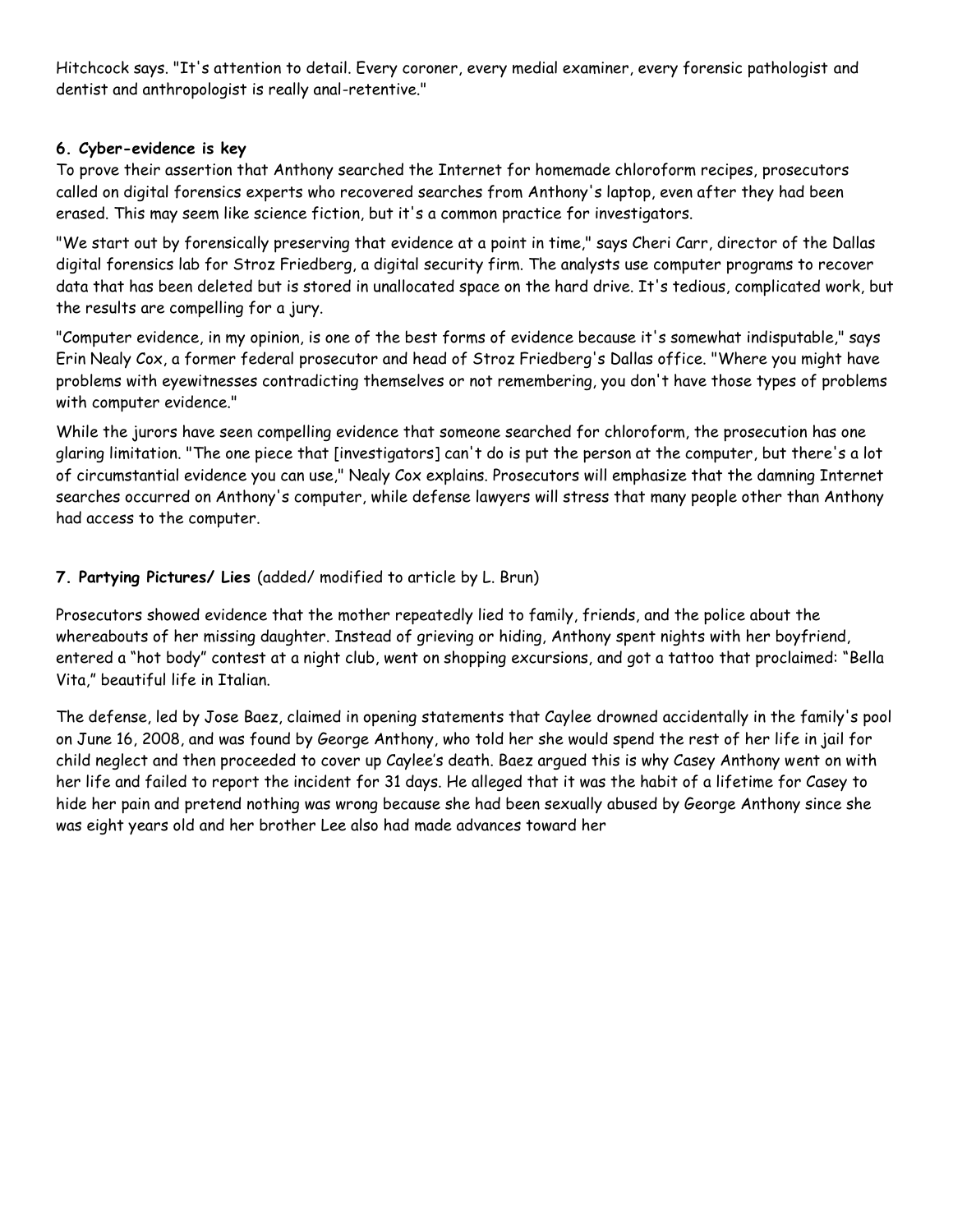Hitchcock says. "It's attention to detail. Every coroner, every medial examiner, every forensic pathologist and dentist and anthropologist is really anal-retentive."

**6. Cyber-evidence is key**

To prove their assertion that Anthony searched the Internet for homemade chloroform recipes, prosecutors called on digital forensics experts who recovered searches from Anthony's laptop, even after they had been erased. This may seem like science fiction, but it's a common practice for investigators.

"We start out by forensically preserving that evidence at a point in time," says Cheri Carr, director of the Dallas digital forensics lab for Stroz Friedberg, a digital security firm. The analysts use computer programs to recover data that has been deleted but is stored in unallocated space on the hard drive. It's tedious, complicated work, but the results are compelling for a jury.

"Computer evidence, in my opinion, is one of the best forms of evidence because it's somewhat indisputable," says Erin Nealy Cox, a former federal prosecutor and head of Stroz Friedberg's Dallas office. "Where you might have problems with eyewitnesses contradicting themselves or not remembering, you don't have those types of problems with computer evidence."

While the jurors have seen compelling evidence that someone searched for chloroform, the prosecution has one glaring limitation. "The one piece that [investigators] can't do is put the person at the computer, but there's a lot of circumstantial evidence you can use," Nealy Cox explains. Prosecutors will emphasize that the damning Internet searches occurred on Anthony's computer, while defense lawyers will stress that many people other than Anthony had access to the computer.

**7. Partying Pictures/ Lies** (added/ modified to article by L. Brun)

Prosecutors showed evidence that the mother repeatedly lied to family, friends, and the police about the whereabouts of her missing daughter. Instead of grieving or hiding, Anthony spent nights with her boyfriend, entered a "hot body" contest at a night club, went on shopping excursions, and got a tattoo that proclaimed: "Bella Vita," beautiful life in Italian.

The defense, led by Jose Baez, claimed in opening statements that Caylee drowned accidentally in the family's pool on June 16, 2008, and was found by George Anthony, who told her she would spend the rest of her life in jail for child neglect and then proceeded to cover up Caylee's death. Baez argued this is why Casey Anthony went on with her life and failed to report the incident for 31 days. He alleged that it was the habit of a lifetime for Casey to hide her pain and pretend nothing was wrong because she had been sexually abused by George Anthony since she was eight years old and her brother Lee also had made advances toward her